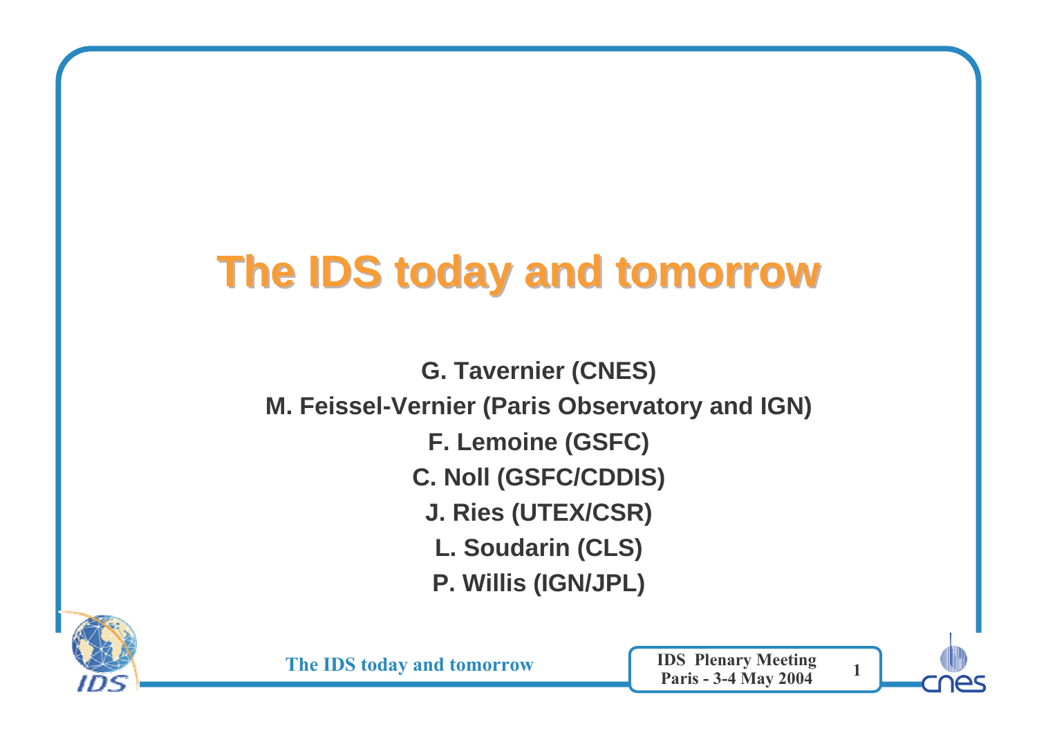# The IDS today and tomorrow

**G. Tavernier (CNES)**

**M. Feissel-Vernier (Paris Observatory and IGN)**

**F. Lemoine (GSFC)**

**C. Noll (GSFC/CDDIS)**

**J. Ries (UTEX/CSR)**

**L. Soudarin (CLS)**

**P. Willis (IGN/JPL)**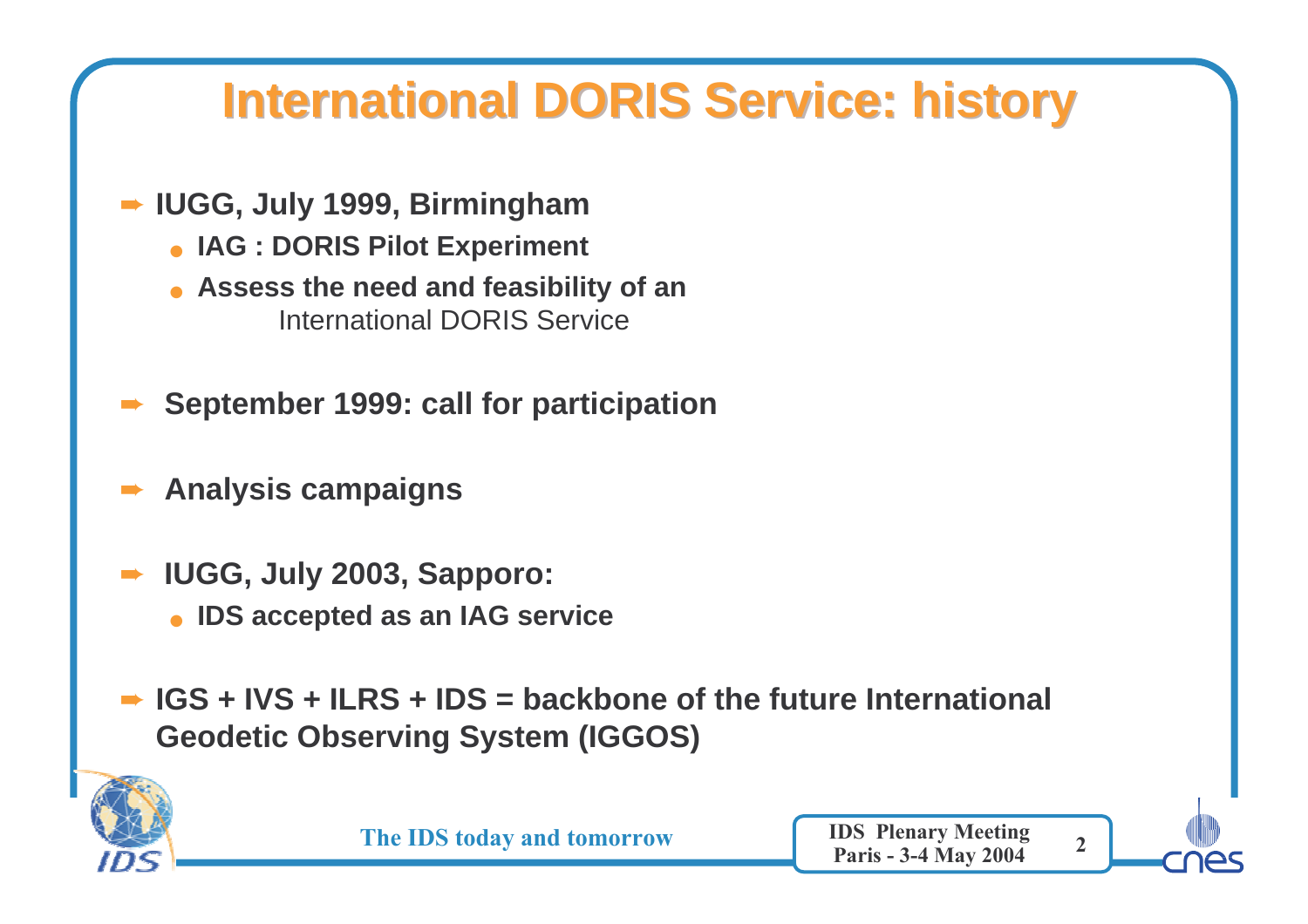# International DORIS Service: history

- **IUGG, July 1999, Birmingham**
  - **IAG : DORIS Pilot Experiment**
  - **Assess the need and feasibility of an** International DORIS Service

- **September 1999: call for participation**

- **Analysis campaigns**

- **IUGG, July 2003, Sapporo:**
  - **IDS accepted as an IAG service**

- **IGS + IVS + ILRS + IDS = backbone of the future International Geodetic Observing System (IGGOS)**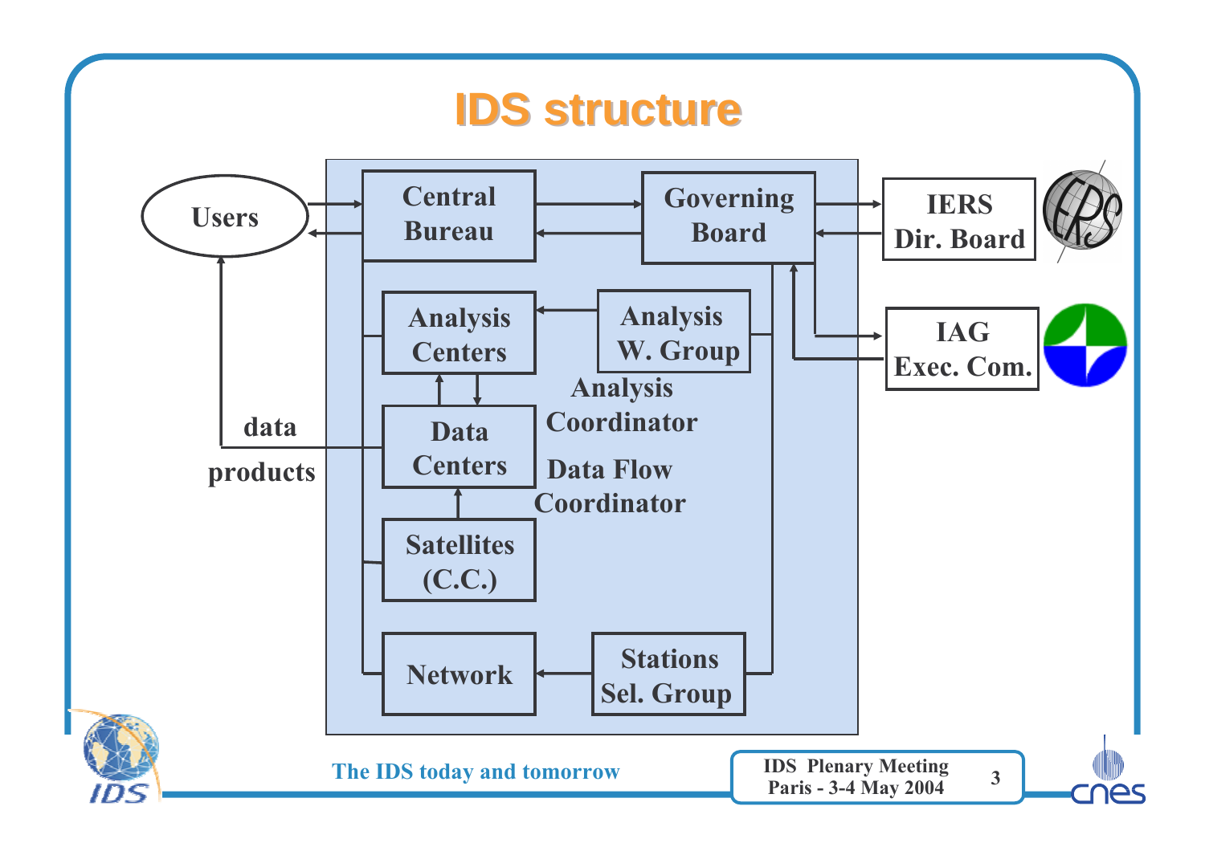# IDS structure

Users

Central Bureau

Governing Board

IERS Dir. Board

IAG Exec. Com.

Analysis Centers

Analysis W. Group

Analysis Coordinator

Data Centers

Data Flow Coordinator

data products

Satellites (C.C.)

Network

Stations Sel. Group

The IDS today and tomorrow

IDS Plenary Meeting
Paris - 3-4 May 2004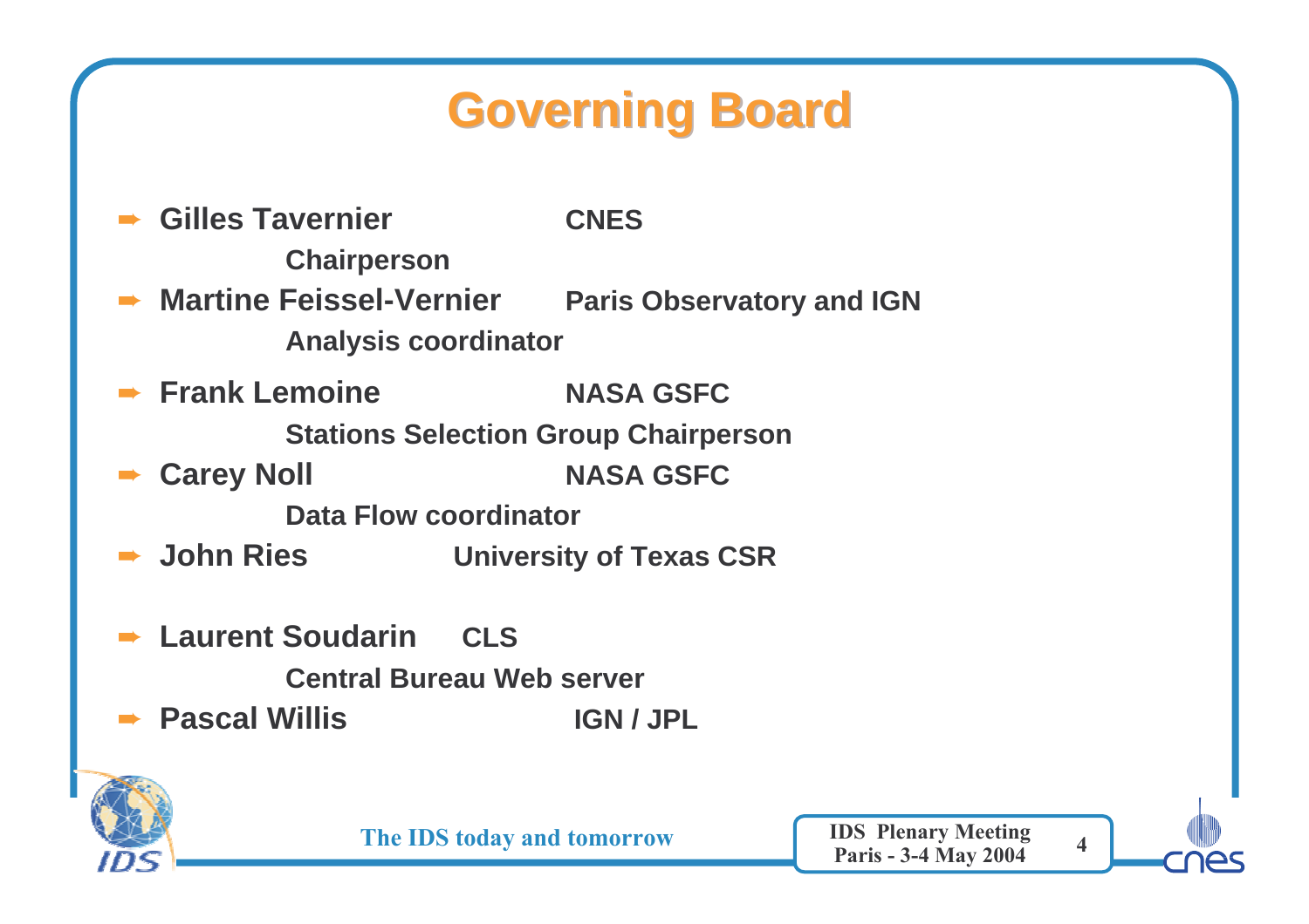# Governing Board

- **Gilles Tavernier** CNES
  **Chairperson**
- **Martine Feissel-Vernier** Paris Observatory and IGN
  **Analysis coordinator**
- **Frank Lemoine** NASA GSFC
  **Stations Selection Group Chairperson**
- **Carey Noll** NASA GSFC
  **Data Flow coordinator**
- **John Ries** University of Texas CSR
- **Laurent Soudarin** CLS
  **Central Bureau Web server**
- **Pascal Willis** IGN / JPL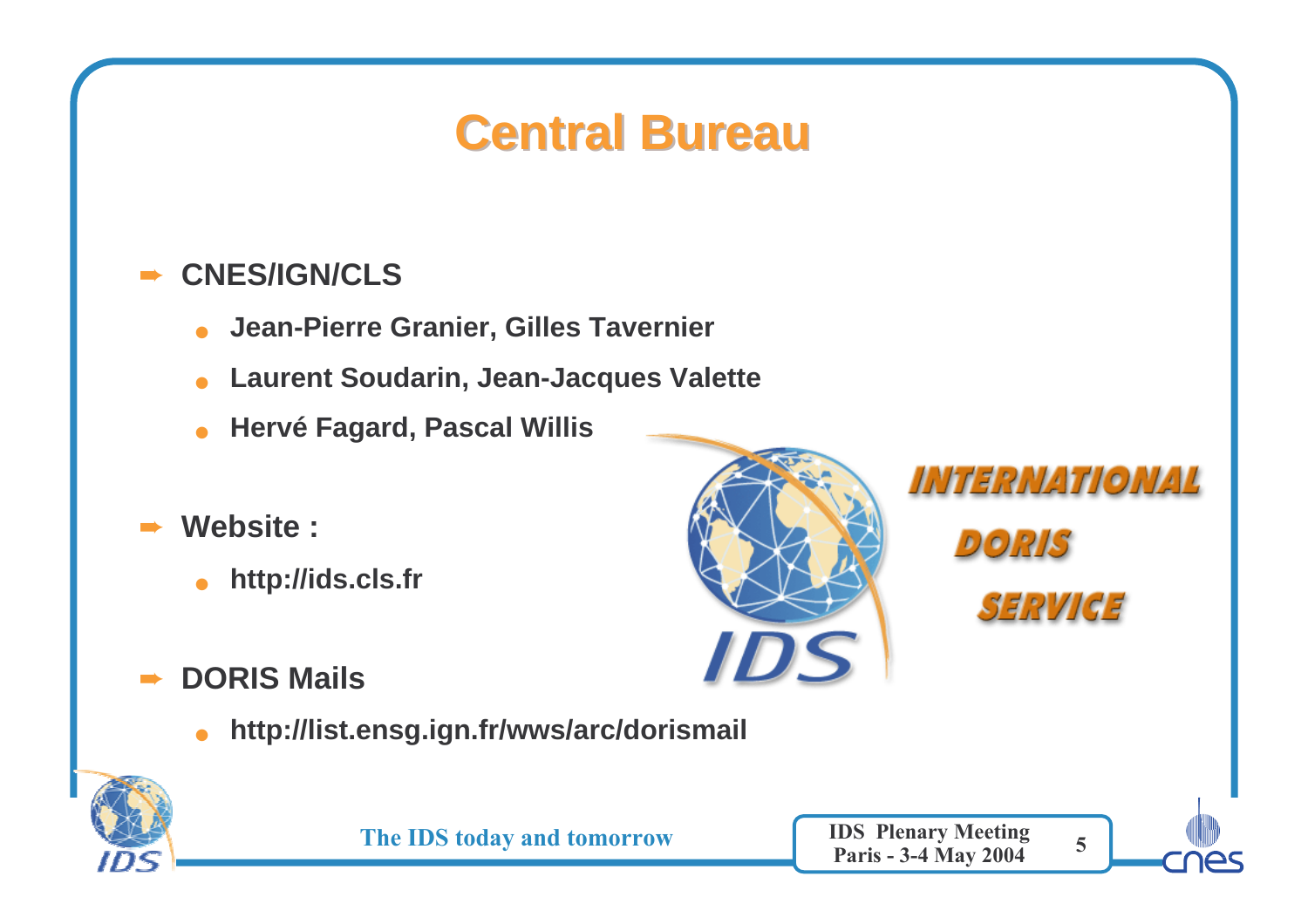# Central Bureau

- **CNES/IGN/CLS**
  - **Jean-Pierre Granier, Gilles Tavernier**
  - **Laurent Soudarin, Jean-Jacques Valette**
  - **Hervé Fagard, Pascal Willis**
- **Website :**
  - **http://ids.cls.fr**
- **DORIS Mails**
  - **http://list.ensg.ign.fr/wws/arc/dorismail**

INTERNATIONAL DORIS SERVICE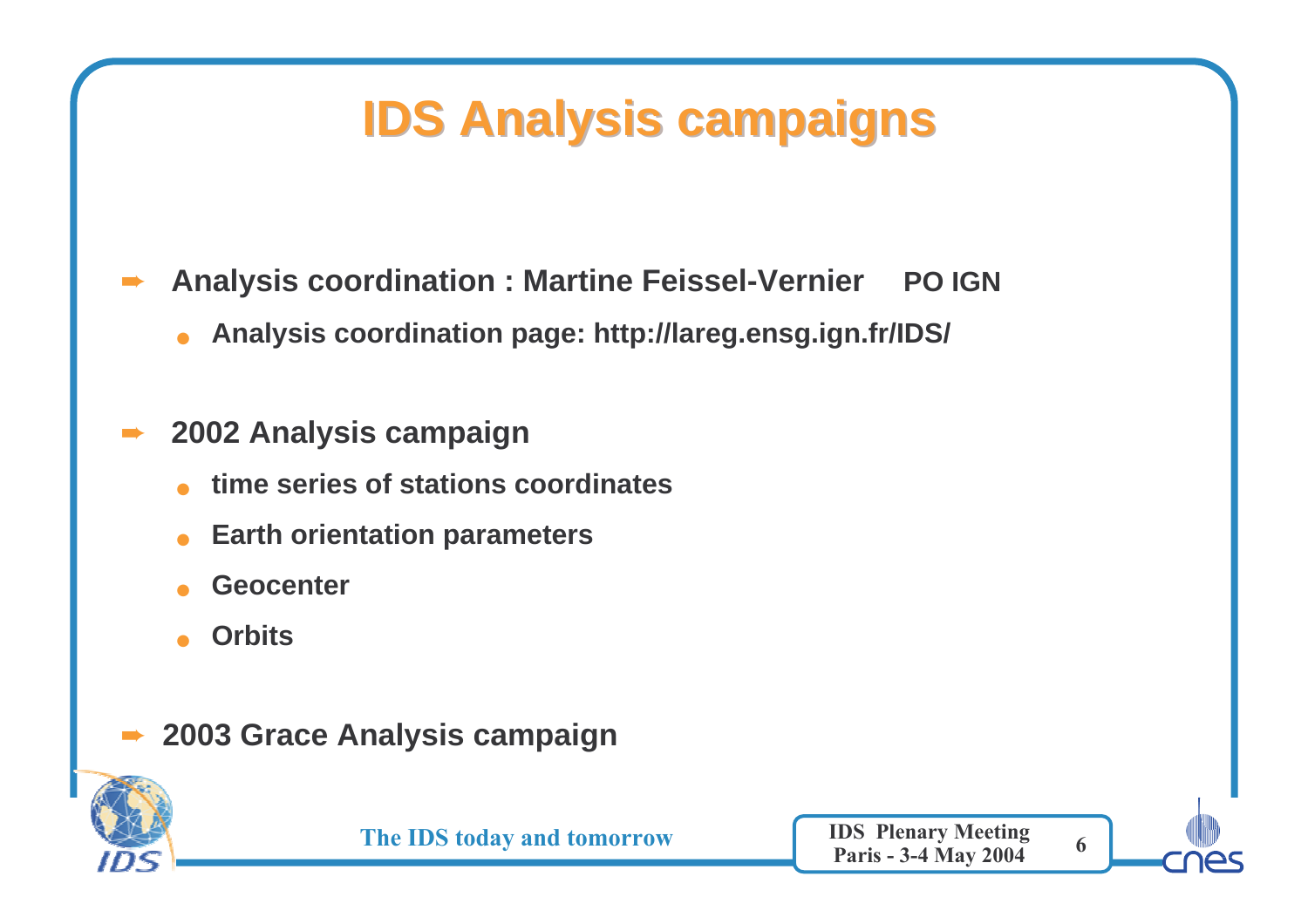# IDS Analysis campaigns

- **Analysis coordination : Martine Feissel-Vernier PO IGN**
  - **Analysis coordination page: http://lareg.ensg.ign.fr/IDS/**

- **2002 Analysis campaign**
  - **time series of stations coordinates**
  - **Earth orientation parameters**
  - **Geocenter**
  - **Orbits**

- **2003 Grace Analysis campaign**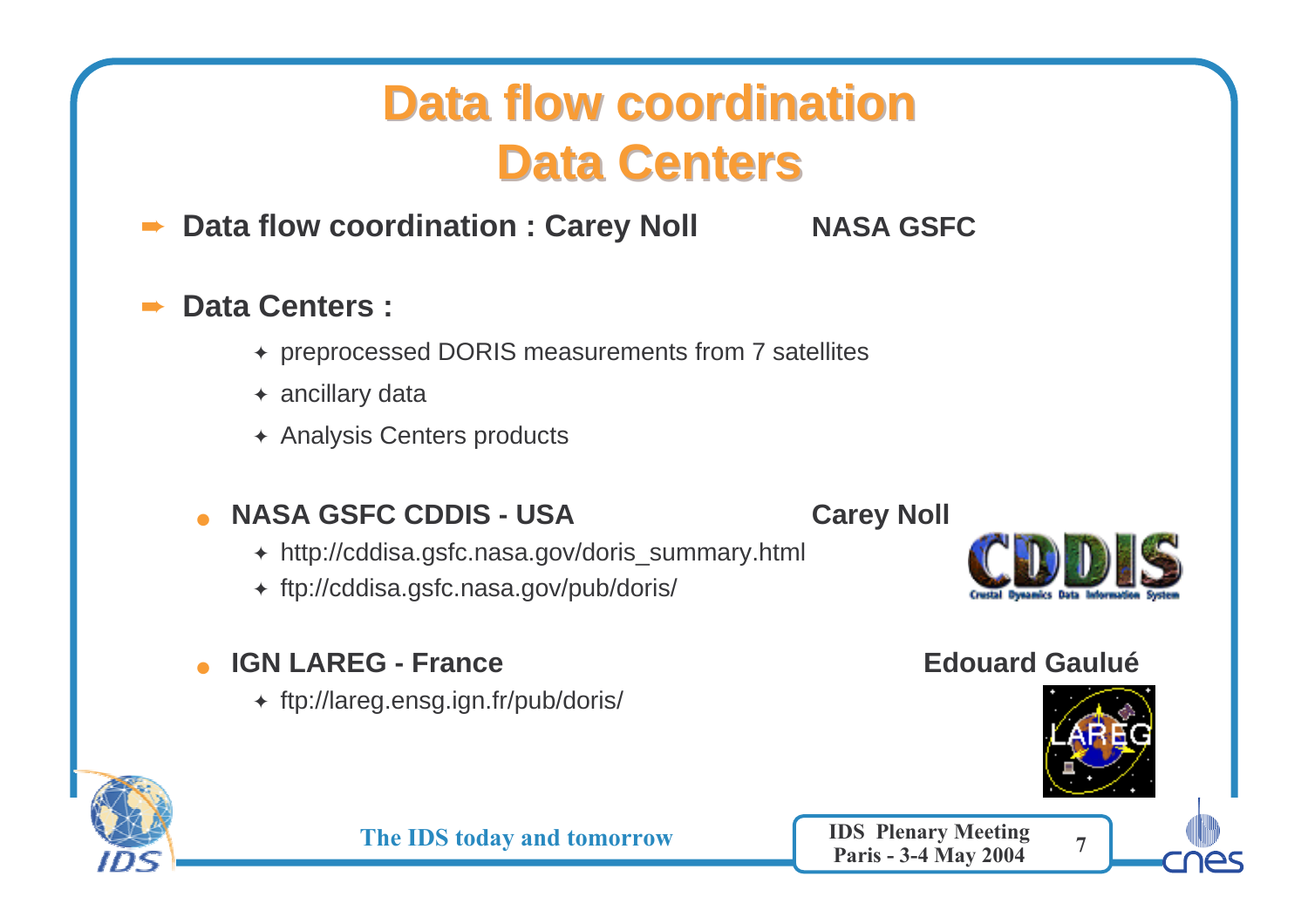# Data flow coordination
# Data Centers

- **Data flow coordination : Carey Noll** **NASA GSFC**

- **Data Centers :**
  - preprocessed DORIS measurements from 7 satellites
  - ancillary data
  - Analysis Centers products

- **NASA GSFC CDDIS - USA** **Carey Noll**
  - http://cddisa.gsfc.nasa.gov/doris_summary.html
  - ftp://cddisa.gsfc.nasa.gov/pub/doris/

- **IGN LAREG - France** **Edouard Gaulué**
  - ftp://lareg.ensg.ign.fr/pub/doris/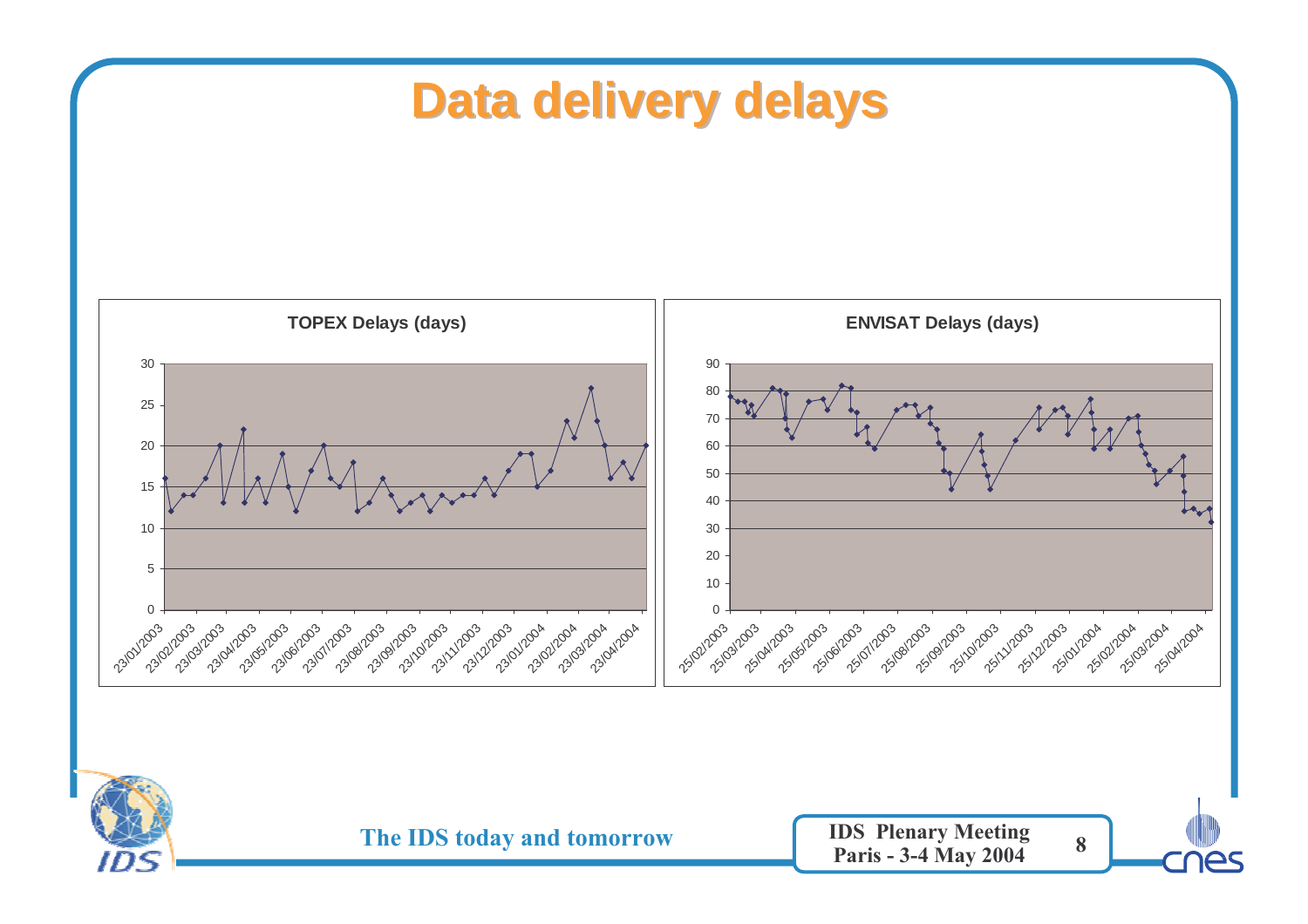# Data delivery delays

**TOPEX Delays (days)**

**ENVISAT Delays (days)**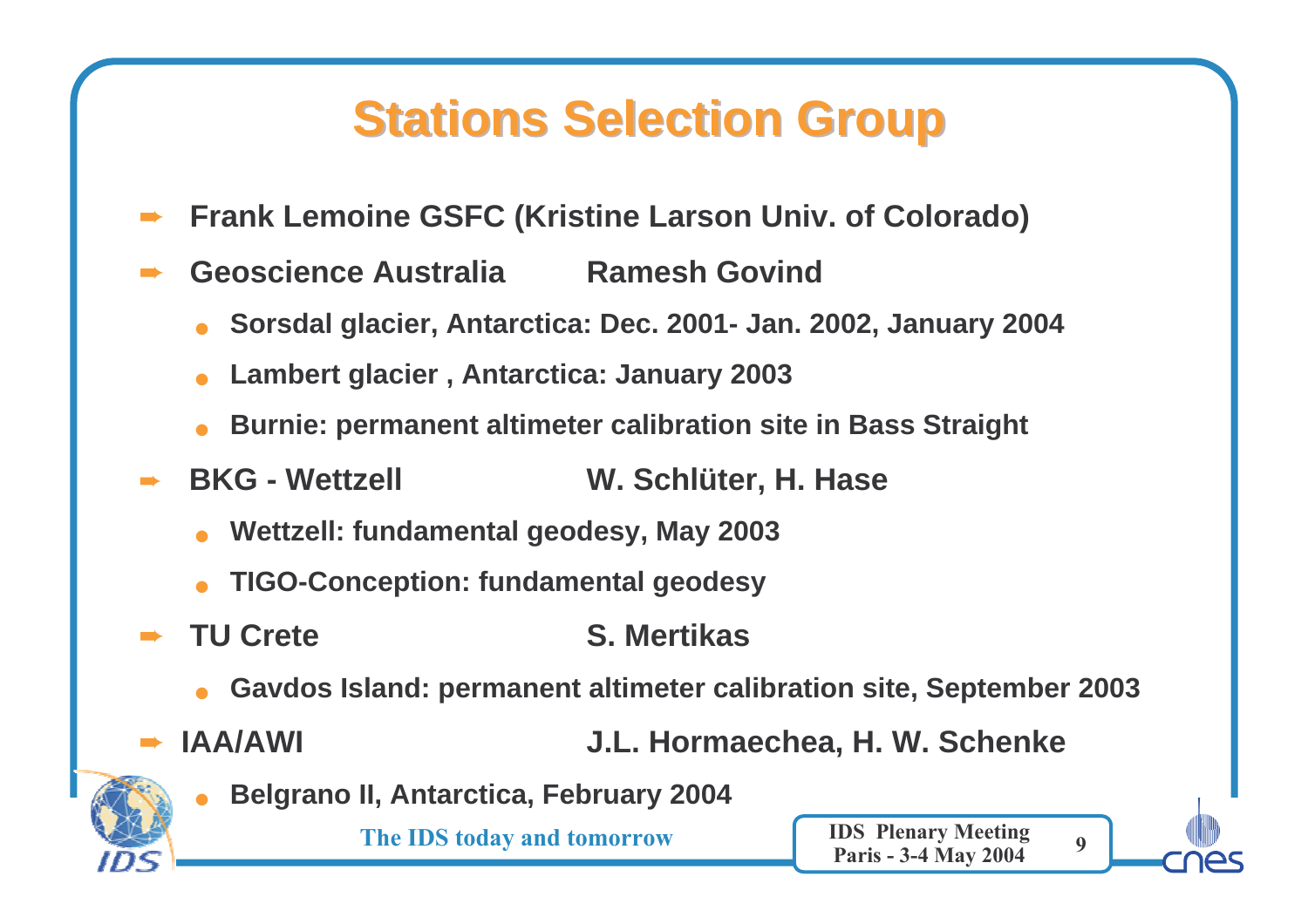# Stations Selection Group

- **Frank Lemoine GSFC (Kristine Larson Univ. of Colorado)**
- **Geoscience Australia Ramesh Govind**
  - **Sorsdal glacier, Antarctica: Dec. 2001- Jan. 2002, January 2004**
  - **Lambert glacier , Antarctica: January 2003**
  - **Burnie: permanent altimeter calibration site in Bass Straight**
- **BKG - Wettzell W. Schlüter, H. Hase**
  - **Wettzell: fundamental geodesy, May 2003**
  - **TIGO-Conception: fundamental geodesy**
- **TU Crete S. Mertikas**
  - **Gavdos Island: permanent altimeter calibration site, September 2003**
- **IAA/AWI J.L. Hormaechea, H. W. Schenke**
  - **Belgrano II, Antarctica, February 2004**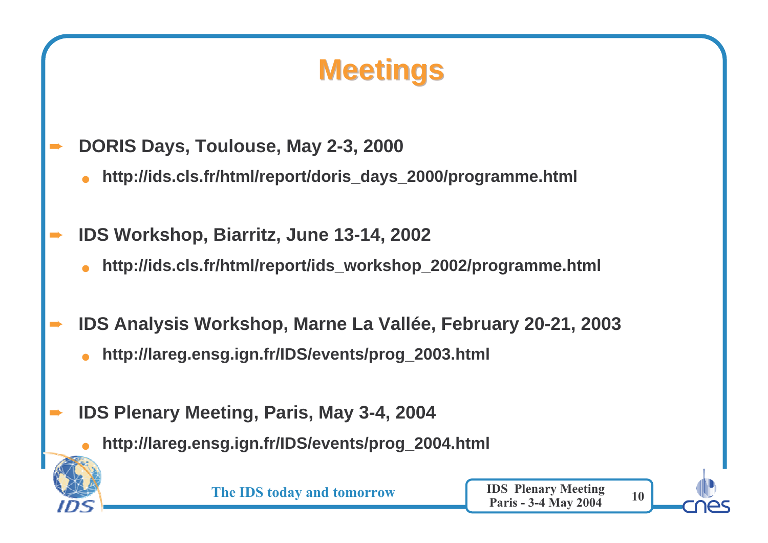# Meetings

- **DORIS Days, Toulouse, May 2-3, 2000**
  - **http://ids.cls.fr/html/report/doris_days_2000/programme.html**

- **IDS Workshop, Biarritz, June 13-14, 2002**
  - **http://ids.cls.fr/html/report/ids_workshop_2002/programme.html**

- **IDS Analysis Workshop, Marne La Vallée, February 20-21, 2003**
  - **http://lareg.ensg.ign.fr/IDS/events/prog_2003.html**

- **IDS Plenary Meeting, Paris, May 3-4, 2004**
  - **http://lareg.ensg.ign.fr/IDS/events/prog_2004.html**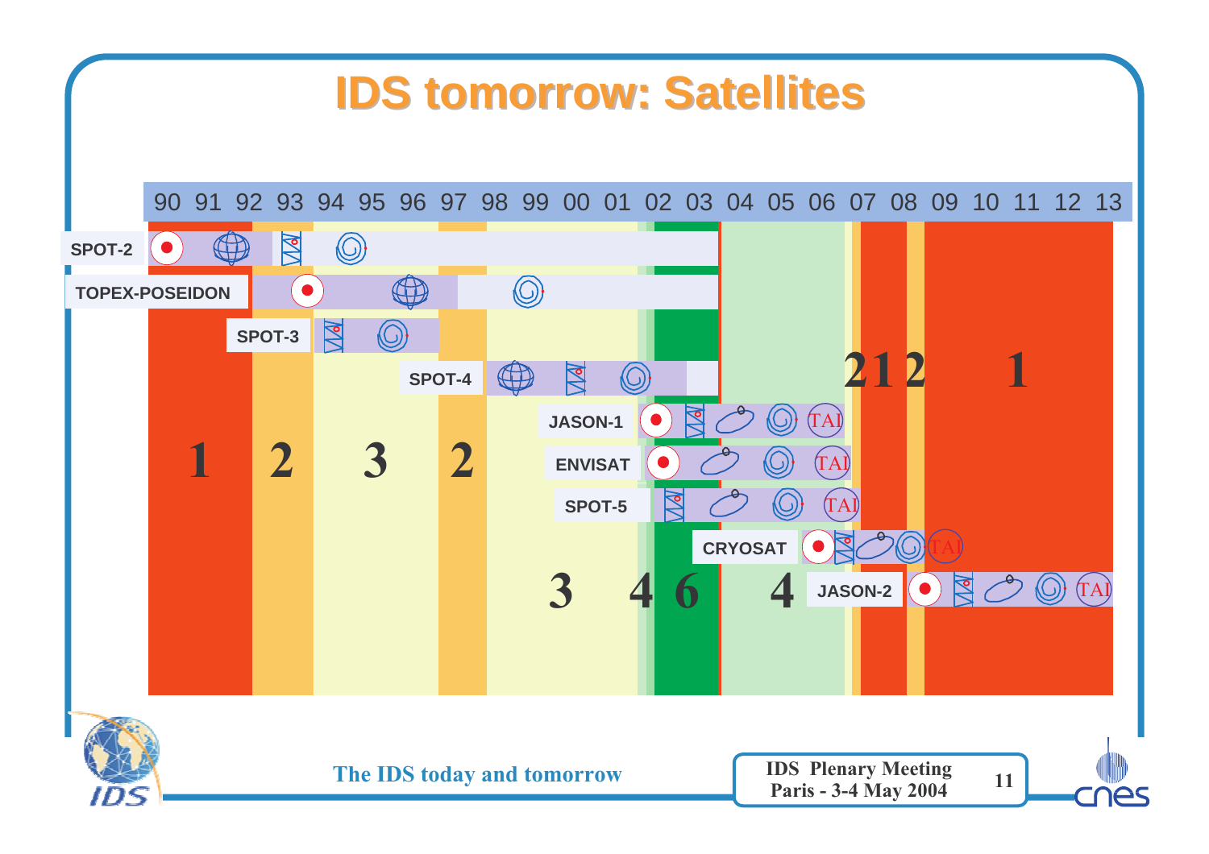# IDS tomorrow: Satellites

90 91 92 93 94 95 96 97 98 99 00 01 02 03 04 05 06 07 08 09 10 11 12 13

SPOT-2

TOPEX-POSEIDON

SPOT-3

SPOT-4

JASON-1 — TAI

ENVISAT — TAI

SPOT-5 — TAI

CRYOSAT — TAI

JASON-2 — TAI

1 2 3 2 3 4 6 4 2 1 2 1

The IDS today and tomorrow

IDS Plenary Meeting
Paris - 3-4 May 2004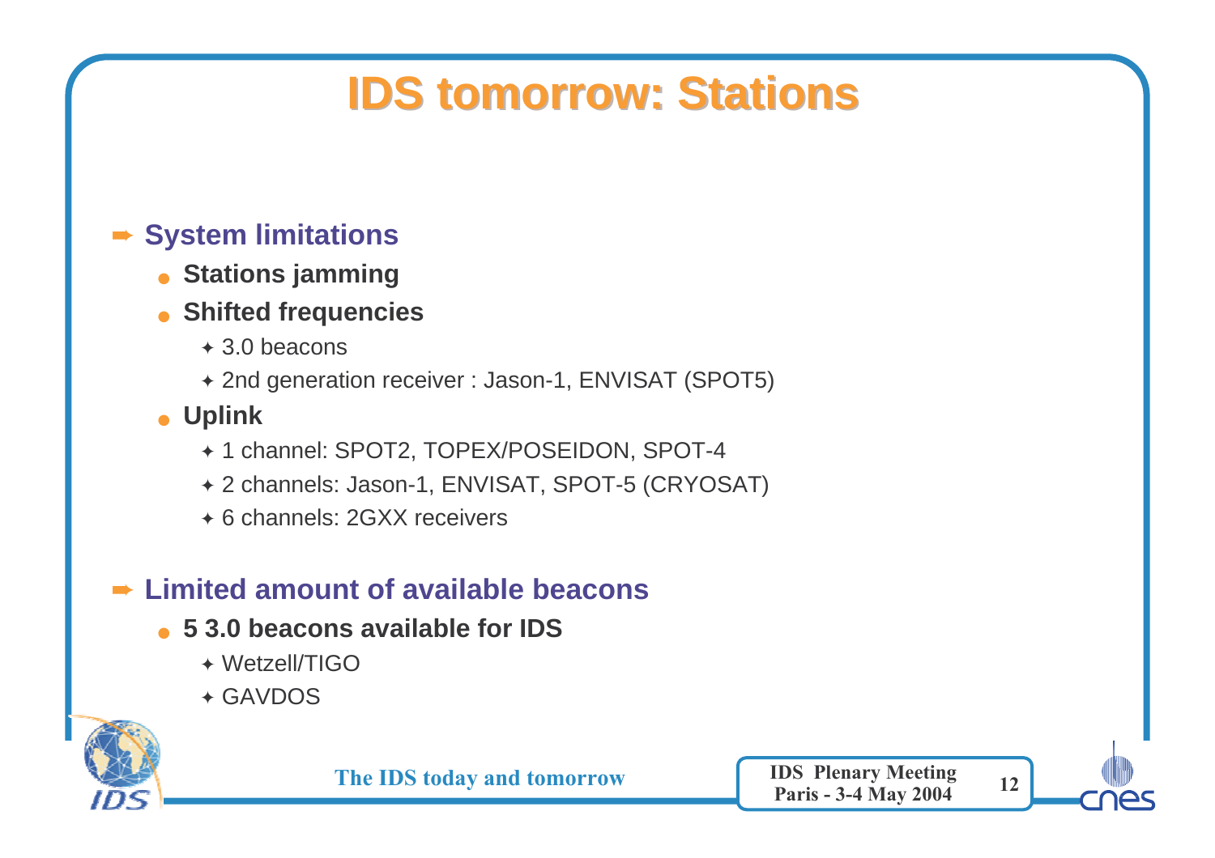# IDS tomorrow: Stations

- **System limitations**
  - **Stations jamming**
  - **Shifted frequencies**
    - 3.0 beacons
    - 2nd generation receiver : Jason-1, ENVISAT (SPOT5)
  - **Uplink**
    - 1 channel: SPOT2, TOPEX/POSEIDON, SPOT-4
    - 2 channels: Jason-1, ENVISAT, SPOT-5 (CRYOSAT)
    - 6 channels: 2GXX receivers

- **Limited amount of available beacons**
  - **5 3.0 beacons available for IDS**
    - Wetzell/TIGO
    - GAVDOS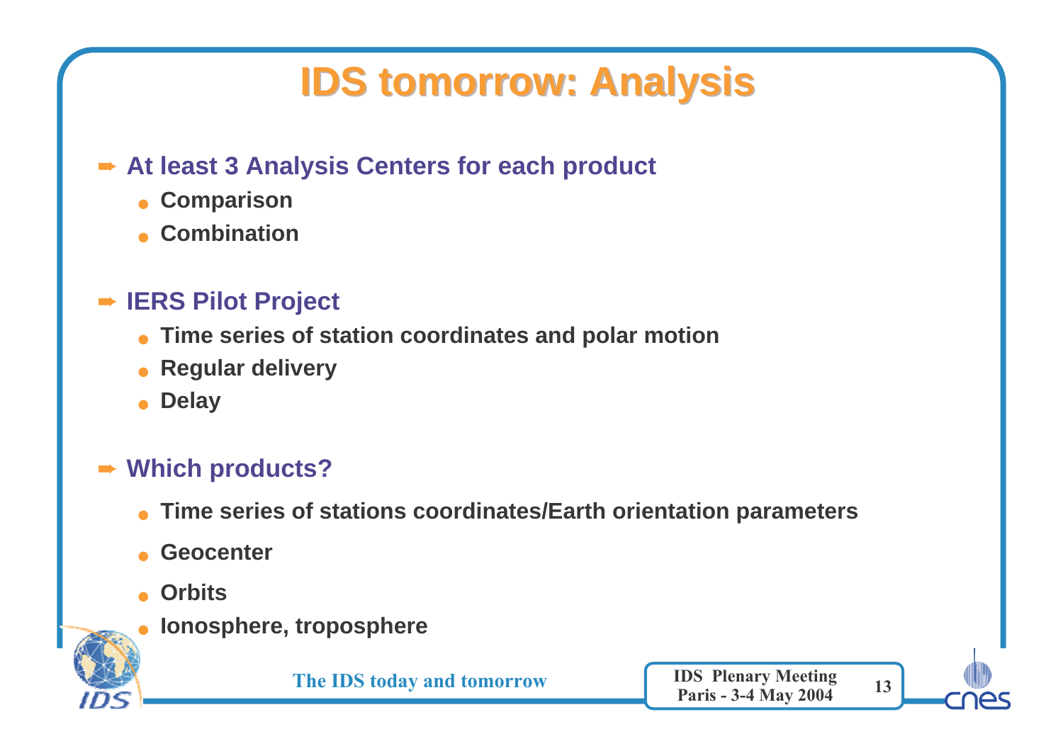# IDS tomorrow: Analysis

- **At least 3 Analysis Centers for each product**
  - **Comparison**
  - **Combination**

- **IERS Pilot Project**
  - **Time series of station coordinates and polar motion**
  - **Regular delivery**
  - **Delay**

- **Which products?**
  - **Time series of stations coordinates/Earth orientation parameters**
  - **Geocenter**
  - **Orbits**
  - **Ionosphere, troposphere**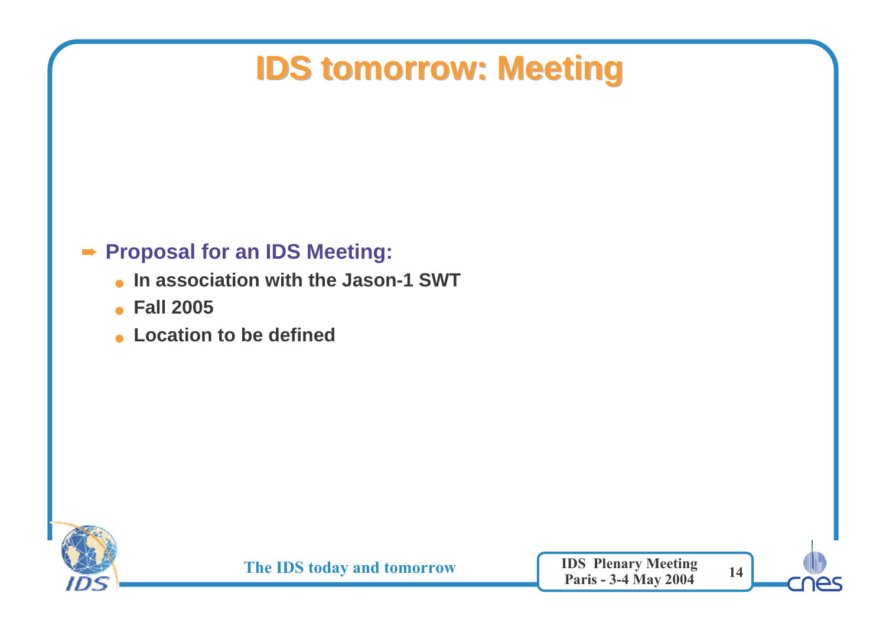# IDS tomorrow: Meeting

- **Proposal for an IDS Meeting:**
  - **In association with the Jason-1 SWT**
  - **Fall 2005**
  - **Location to be defined**